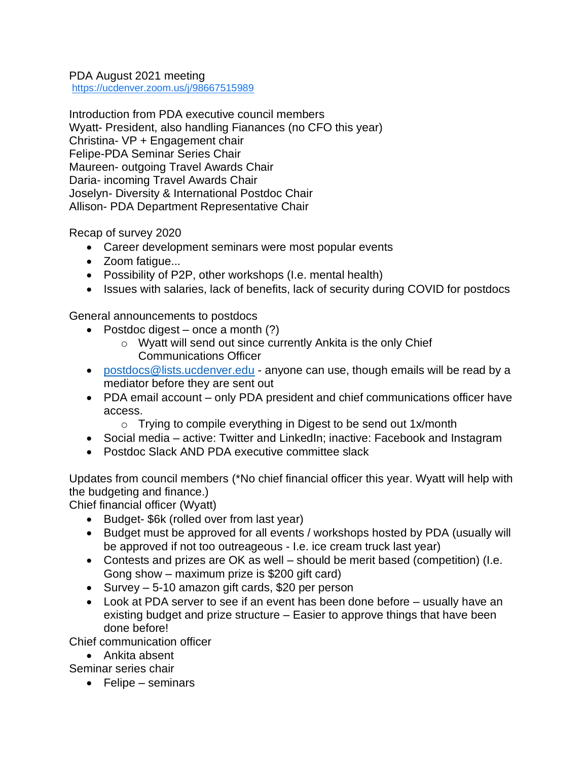PDA August 2021 meeting
https://ucdenver.zoom.us/j/98667515989

Introduction from PDA executive council members
Wyatt- President, also handling Fianances (no CFO this year)
Christina- VP + Engagement chair
Felipe-PDA Seminar Series Chair
Maureen- outgoing Travel Awards Chair
Daria- incoming Travel Awards Chair
Joselyn- Diversity & International Postdoc Chair
Allison- PDA Department Representative Chair

Recap of survey 2020

- Career development seminars were most popular events
- Zoom fatigue...
- Possibility of P2P, other workshops (I.e. mental health)
- Issues with salaries, lack of benefits, lack of security during COVID for postdocs

General announcements to postdocs

- Postdoc digest – once a month (?)
    - Wyatt will send out since currently Ankita is the only Chief Communications Officer
- postdocs@lists.ucdenver.edu - anyone can use, though emails will be read by a mediator before they are sent out
- PDA email account – only PDA president and chief communications officer have access.
    - Trying to compile everything in Digest to be send out 1x/month
- Social media – active: Twitter and LinkedIn; inactive: Facebook and Instagram
- Postdoc Slack AND PDA executive committee slack

Updates from council members (*No chief financial officer this year. Wyatt will help with the budgeting and finance.)
Chief financial officer (Wyatt)

- Budget- $6k (rolled over from last year)
- Budget must be approved for all events / workshops hosted by PDA (usually will be approved if not too outreageous - I.e. ice cream truck last year)
- Contests and prizes are OK as well – should be merit based (competition) (I.e. Gong show – maximum prize is $200 gift card)
- Survey – 5-10 amazon gift cards, $20 per person
- Look at PDA server to see if an event has been done before – usually have an existing budget and prize structure – Easier to approve things that have been done before!

Chief communication officer

- Ankita absent

Seminar series chair

- Felipe – seminars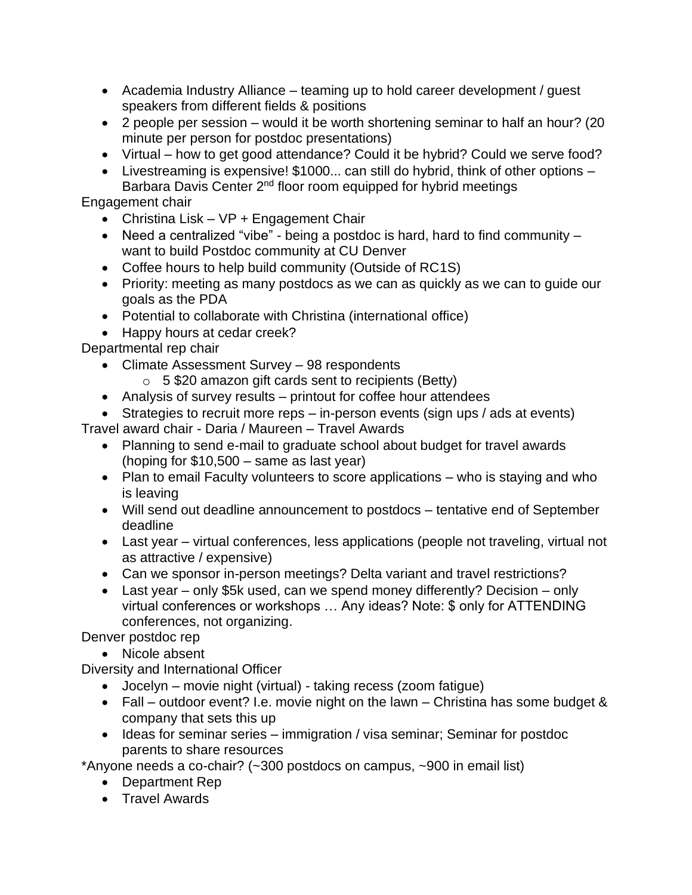- Academia Industry Alliance – teaming up to hold career development / guest speakers from different fields & positions
- 2 people per session – would it be worth shortening seminar to half an hour? (20 minute per person for postdoc presentations)
- Virtual – how to get good attendance? Could it be hybrid? Could we serve food?
- Livestreaming is expensive! $1000... can still do hybrid, think of other options – Barbara Davis Center 2nd floor room equipped for hybrid meetings

Engagement chair

- Christina Lisk – VP + Engagement Chair
- Need a centralized "vibe" - being a postdoc is hard, hard to find community – want to build Postdoc community at CU Denver
- Coffee hours to help build community (Outside of RC1S)
- Priority: meeting as many postdocs as we can as quickly as we can to guide our goals as the PDA
- Potential to collaborate with Christina (international office)
- Happy hours at cedar creek?

Departmental rep chair

- Climate Assessment Survey – 98 respondents
  - 5 $20 amazon gift cards sent to recipients (Betty)
- Analysis of survey results – printout for coffee hour attendees
- Strategies to recruit more reps – in-person events (sign ups / ads at events)

Travel award chair - Daria / Maureen – Travel Awards

- Planning to send e-mail to graduate school about budget for travel awards (hoping for $10,500 – same as last year)
- Plan to email Faculty volunteers to score applications – who is staying and who is leaving
- Will send out deadline announcement to postdocs – tentative end of September deadline
- Last year – virtual conferences, less applications (people not traveling, virtual not as attractive / expensive)
- Can we sponsor in-person meetings? Delta variant and travel restrictions?
- Last year – only $5k used, can we spend money differently? Decision – only virtual conferences or workshops … Any ideas? Note: $ only for ATTENDING conferences, not organizing.

Denver postdoc rep

- Nicole absent

Diversity and International Officer

- Jocelyn – movie night (virtual) - taking recess (zoom fatigue)
- Fall – outdoor event? I.e. movie night on the lawn – Christina has some budget & company that sets this up
- Ideas for seminar series – immigration / visa seminar; Seminar for postdoc parents to share resources

*Anyone needs a co-chair? (~300 postdocs on campus, ~900 in email list)

- Department Rep
- Travel Awards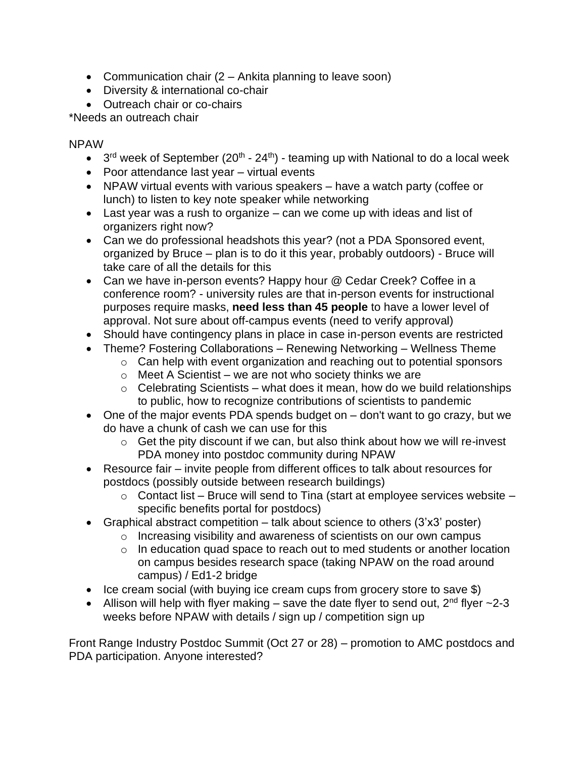- Communication chair (2 – Ankita planning to leave soon)
- Diversity & international co-chair
- Outreach chair or co-chairs

*Needs an outreach chair

NPAW

- 3rd week of September (20th - 24th) - teaming up with National to do a local week
- Poor attendance last year – virtual events
- NPAW virtual events with various speakers – have a watch party (coffee or lunch) to listen to key note speaker while networking
- Last year was a rush to organize – can we come up with ideas and list of organizers right now?
- Can we do professional headshots this year? (not a PDA Sponsored event, organized by Bruce – plan is to do it this year, probably outdoors) - Bruce will take care of all the details for this
- Can we have in-person events? Happy hour @ Cedar Creek? Coffee in a conference room? - university rules are that in-person events for instructional purposes require masks, **need less than 45 people** to have a lower level of approval. Not sure about off-campus events (need to verify approval)
- Should have contingency plans in place in case in-person events are restricted
- Theme? Fostering Collaborations – Renewing Networking – Wellness Theme
  - Can help with event organization and reaching out to potential sponsors
  - Meet A Scientist – we are not who society thinks we are
  - Celebrating Scientists – what does it mean, how do we build relationships to public, how to recognize contributions of scientists to pandemic
- One of the major events PDA spends budget on – don't want to go crazy, but we do have a chunk of cash we can use for this
  - Get the pity discount if we can, but also think about how we will re-invest PDA money into postdoc community during NPAW
- Resource fair – invite people from different offices to talk about resources for postdocs (possibly outside between research buildings)
  - Contact list – Bruce will send to Tina (start at employee services website – specific benefits portal for postdocs)
- Graphical abstract competition – talk about science to others (3'x3' poster)
  - Increasing visibility and awareness of scientists on our own campus
  - In education quad space to reach out to med students or another location on campus besides research space (taking NPAW on the road around campus) / Ed1-2 bridge
- Ice cream social (with buying ice cream cups from grocery store to save $)
- Allison will help with flyer making – save the date flyer to send out, 2nd flyer ~2-3 weeks before NPAW with details / sign up / competition sign up

Front Range Industry Postdoc Summit (Oct 27 or 28) – promotion to AMC postdocs and PDA participation. Anyone interested?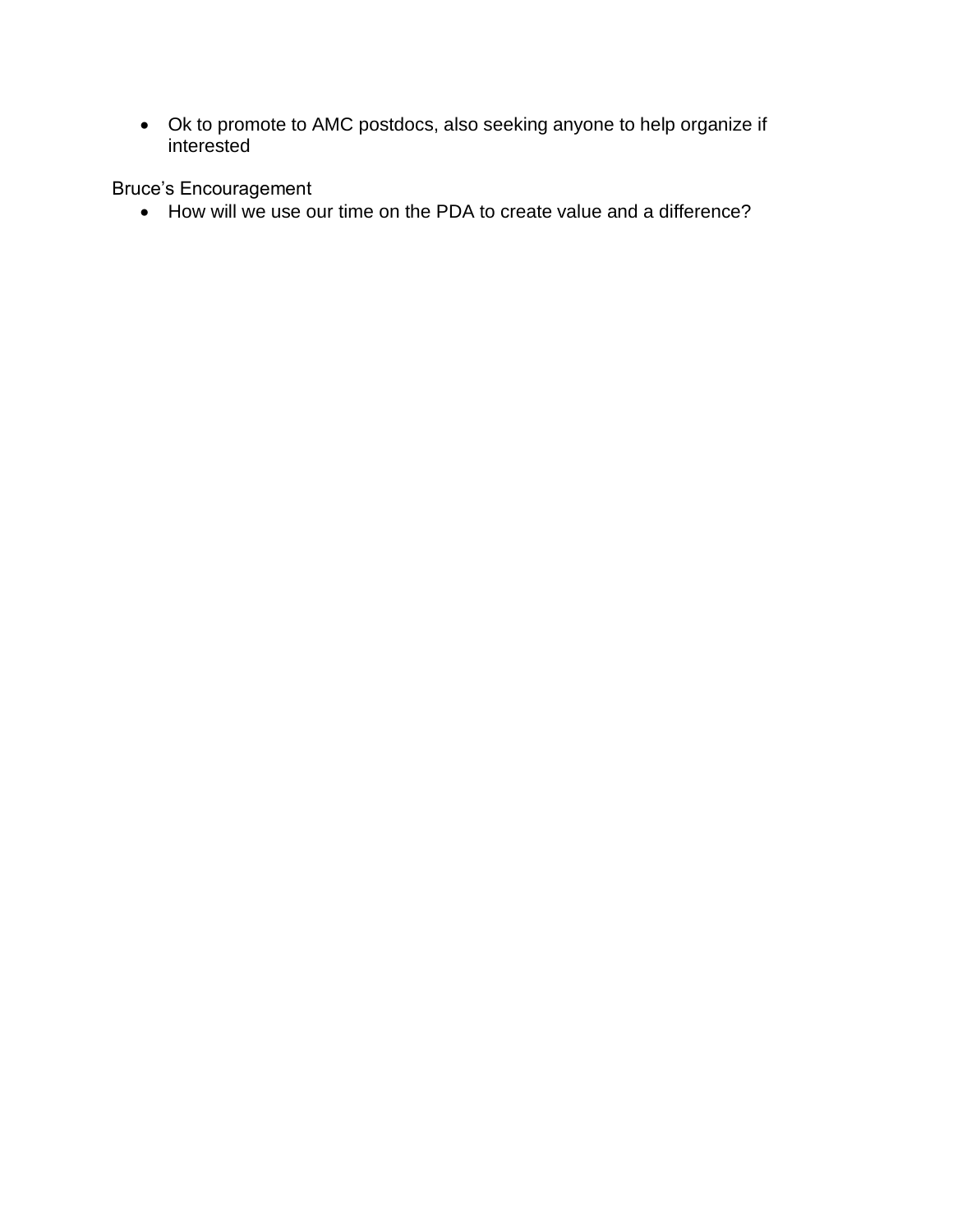- Ok to promote to AMC postdocs, also seeking anyone to help organize if interested

Bruce's Encouragement

- How will we use our time on the PDA to create value and a difference?